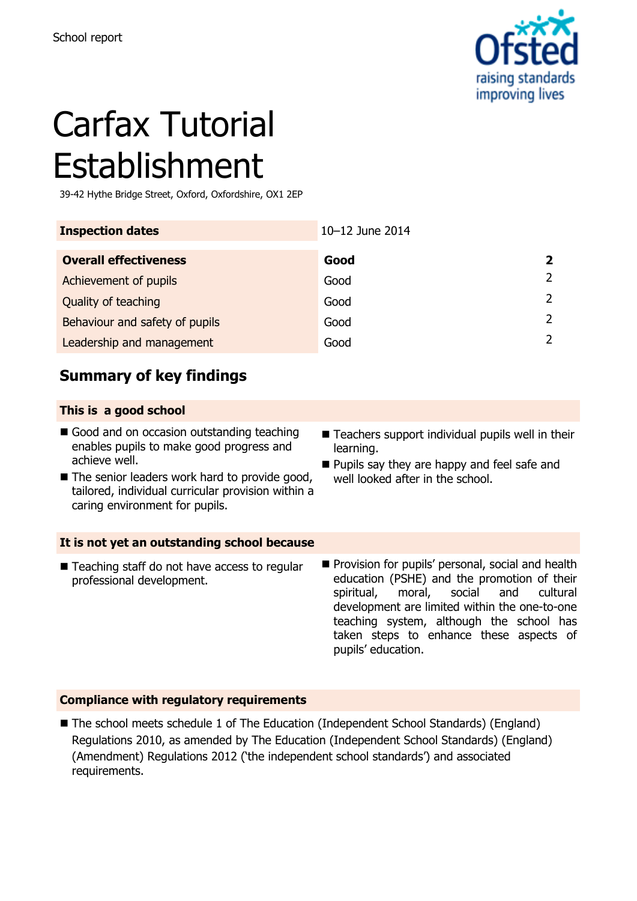School report

# Carfax Tutorial Establishment

39-42 Hythe Bridge Street, Oxford, Oxfordshire, OX1 2EP

| Inspection dates | 10–12 June 2014 | |
|---|---|---|
| **Overall effectiveness** | **Good** | **2** |
| Achievement of pupils | Good | 2 |
| Quality of teaching | Good | 2 |
| Behaviour and safety of pupils | Good | 2 |
| Leadership and management | Good | 2 |

## Summary of key findings

### This is a good school

- Good and on occasion outstanding teaching enables pupils to make good progress and achieve well.
- The senior leaders work hard to provide good, tailored, individual curricular provision within a caring environment for pupils.
- Teachers support individual pupils well in their learning.
- Pupils say they are happy and feel safe and well looked after in the school.

### It is not yet an outstanding school because

- Teaching staff do not have access to regular professional development.
- Provision for pupils' personal, social and health education (PSHE) and the promotion of their spiritual, moral, social and cultural development are limited within the one-to-one teaching system, although the school has taken steps to enhance these aspects of pupils' education.

### Compliance with regulatory requirements

- The school meets schedule 1 of The Education (Independent School Standards) (England) Regulations 2010, as amended by The Education (Independent School Standards) (England) (Amendment) Regulations 2012 ('the independent school standards') and associated requirements.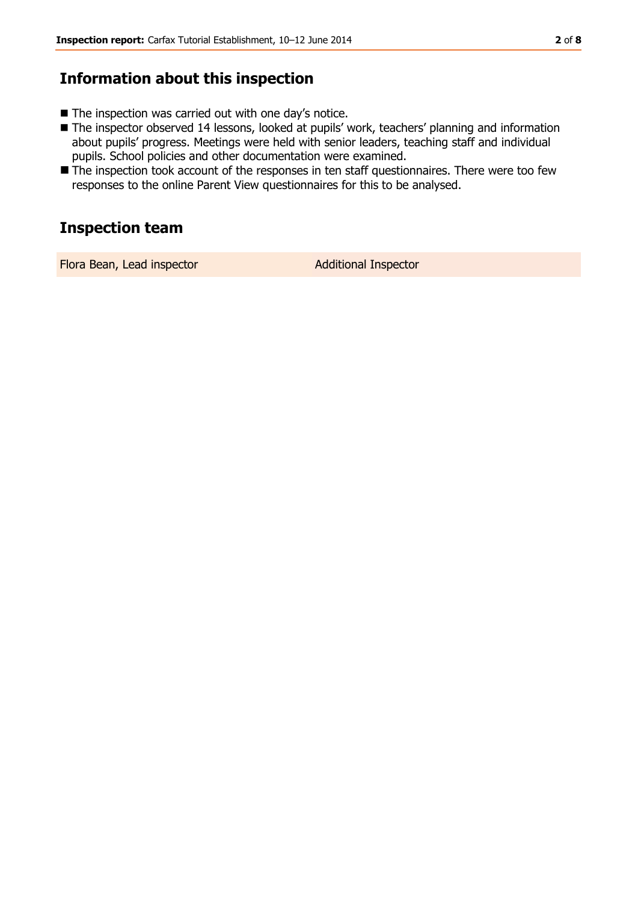## Information about this inspection

- The inspection was carried out with one day's notice.
- The inspector observed 14 lessons, looked at pupils' work, teachers' planning and information about pupils' progress. Meetings were held with senior leaders, teaching staff and individual pupils. School policies and other documentation were examined.
- The inspection took account of the responses in ten staff questionnaires. There were too few responses to the online Parent View questionnaires for this to be analysed.

## Inspection team

| | |
|---|---|
| Flora Bean, Lead inspector | Additional Inspector |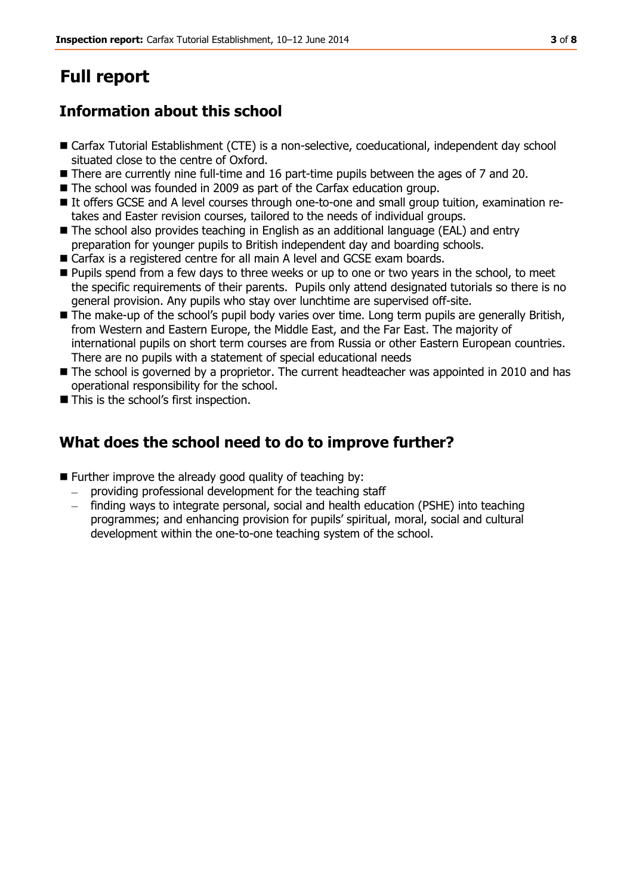# Full report

## Information about this school

- Carfax Tutorial Establishment (CTE) is a non-selective, coeducational, independent day school situated close to the centre of Oxford.
- There are currently nine full-time and 16 part-time pupils between the ages of 7 and 20.
- The school was founded in 2009 as part of the Carfax education group.
- It offers GCSE and A level courses through one-to-one and small group tuition, examination re-takes and Easter revision courses, tailored to the needs of individual groups.
- The school also provides teaching in English as an additional language (EAL) and entry preparation for younger pupils to British independent day and boarding schools.
- Carfax is a registered centre for all main A level and GCSE exam boards.
- Pupils spend from a few days to three weeks or up to one or two years in the school, to meet the specific requirements of their parents. Pupils only attend designated tutorials so there is no general provision. Any pupils who stay over lunchtime are supervised off-site.
- The make-up of the school's pupil body varies over time. Long term pupils are generally British, from Western and Eastern Europe, the Middle East, and the Far East. The majority of international pupils on short term courses are from Russia or other Eastern European countries. There are no pupils with a statement of special educational needs
- The school is governed by a proprietor. The current headteacher was appointed in 2010 and has operational responsibility for the school.
- This is the school's first inspection.

## What does the school need to do to improve further?

- Further improve the already good quality of teaching by:
  - providing professional development for the teaching staff
  - finding ways to integrate personal, social and health education (PSHE) into teaching programmes; and enhancing provision for pupils' spiritual, moral, social and cultural development within the one-to-one teaching system of the school.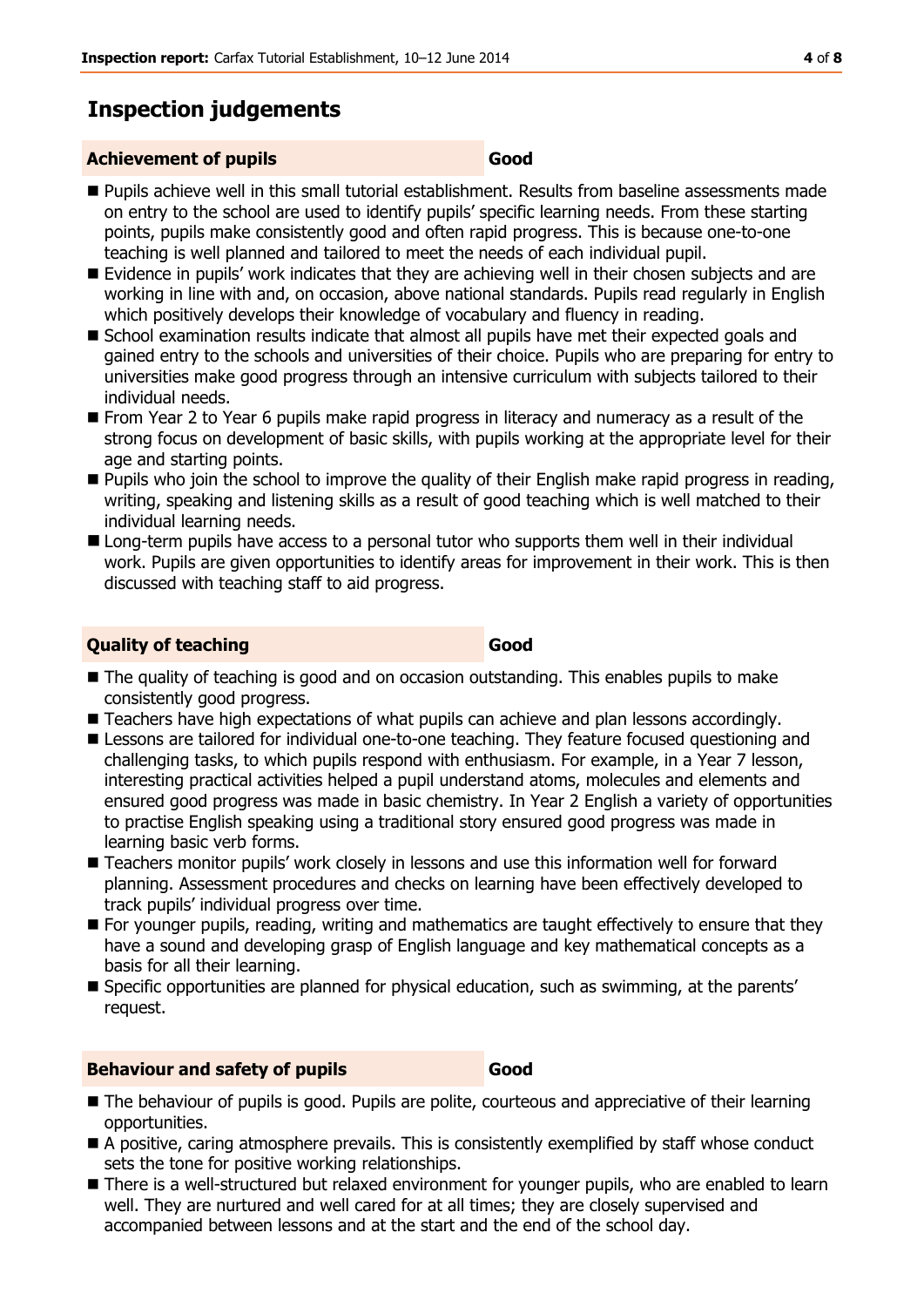# Inspection judgements

| Achievement of pupils | Good |
|---|---|

- Pupils achieve well in this small tutorial establishment. Results from baseline assessments made on entry to the school are used to identify pupils' specific learning needs. From these starting points, pupils make consistently good and often rapid progress. This is because one-to-one teaching is well planned and tailored to meet the needs of each individual pupil.
- Evidence in pupils' work indicates that they are achieving well in their chosen subjects and are working in line with and, on occasion, above national standards. Pupils read regularly in English which positively develops their knowledge of vocabulary and fluency in reading.
- School examination results indicate that almost all pupils have met their expected goals and gained entry to the schools and universities of their choice. Pupils who are preparing for entry to universities make good progress through an intensive curriculum with subjects tailored to their individual needs.
- From Year 2 to Year 6 pupils make rapid progress in literacy and numeracy as a result of the strong focus on development of basic skills, with pupils working at the appropriate level for their age and starting points.
- Pupils who join the school to improve the quality of their English make rapid progress in reading, writing, speaking and listening skills as a result of good teaching which is well matched to their individual learning needs.
- Long-term pupils have access to a personal tutor who supports them well in their individual work. Pupils are given opportunities to identify areas for improvement in their work. This is then discussed with teaching staff to aid progress.

| Quality of teaching | Good |
|---|---|

- The quality of teaching is good and on occasion outstanding. This enables pupils to make consistently good progress.
- Teachers have high expectations of what pupils can achieve and plan lessons accordingly.
- Lessons are tailored for individual one-to-one teaching. They feature focused questioning and challenging tasks, to which pupils respond with enthusiasm. For example, in a Year 7 lesson, interesting practical activities helped a pupil understand atoms, molecules and elements and ensured good progress was made in basic chemistry. In Year 2 English a variety of opportunities to practise English speaking using a traditional story ensured good progress was made in learning basic verb forms.
- Teachers monitor pupils' work closely in lessons and use this information well for forward planning. Assessment procedures and checks on learning have been effectively developed to track pupils' individual progress over time.
- For younger pupils, reading, writing and mathematics are taught effectively to ensure that they have a sound and developing grasp of English language and key mathematical concepts as a basis for all their learning.
- Specific opportunities are planned for physical education, such as swimming, at the parents' request.

| Behaviour and safety of pupils | Good |
|---|---|

- The behaviour of pupils is good. Pupils are polite, courteous and appreciative of their learning opportunities.
- A positive, caring atmosphere prevails. This is consistently exemplified by staff whose conduct sets the tone for positive working relationships.
- There is a well-structured but relaxed environment for younger pupils, who are enabled to learn well. They are nurtured and well cared for at all times; they are closely supervised and accompanied between lessons and at the start and the end of the school day.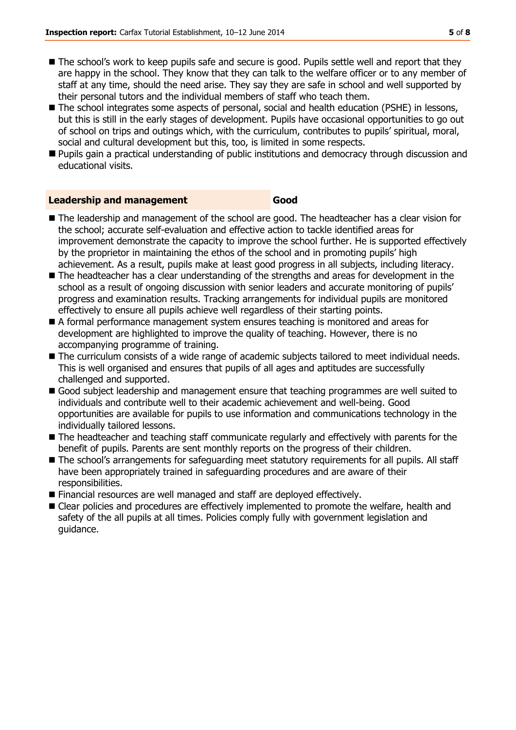- The school's work to keep pupils safe and secure is good. Pupils settle well and report that they are happy in the school. They know that they can talk to the welfare officer or to any member of staff at any time, should the need arise. They say they are safe in school and well supported by their personal tutors and the individual members of staff who teach them.
- The school integrates some aspects of personal, social and health education (PSHE) in lessons, but this is still in the early stages of development. Pupils have occasional opportunities to go out of school on trips and outings which, with the curriculum, contributes to pupils' spiritual, moral, social and cultural development but this, too, is limited in some respects.
- Pupils gain a practical understanding of public institutions and democracy through discussion and educational visits.

## Leadership and management — Good

- The leadership and management of the school are good. The headteacher has a clear vision for the school; accurate self-evaluation and effective action to tackle identified areas for improvement demonstrate the capacity to improve the school further. He is supported effectively by the proprietor in maintaining the ethos of the school and in promoting pupils' high achievement. As a result, pupils make at least good progress in all subjects, including literacy.
- The headteacher has a clear understanding of the strengths and areas for development in the school as a result of ongoing discussion with senior leaders and accurate monitoring of pupils' progress and examination results. Tracking arrangements for individual pupils are monitored effectively to ensure all pupils achieve well regardless of their starting points.
- A formal performance management system ensures teaching is monitored and areas for development are highlighted to improve the quality of teaching. However, there is no accompanying programme of training.
- The curriculum consists of a wide range of academic subjects tailored to meet individual needs. This is well organised and ensures that pupils of all ages and aptitudes are successfully challenged and supported.
- Good subject leadership and management ensure that teaching programmes are well suited to individuals and contribute well to their academic achievement and well-being. Good opportunities are available for pupils to use information and communications technology in the individually tailored lessons.
- The headteacher and teaching staff communicate regularly and effectively with parents for the benefit of pupils. Parents are sent monthly reports on the progress of their children.
- The school's arrangements for safeguarding meet statutory requirements for all pupils. All staff have been appropriately trained in safeguarding procedures and are aware of their responsibilities.
- Financial resources are well managed and staff are deployed effectively.
- Clear policies and procedures are effectively implemented to promote the welfare, health and safety of the all pupils at all times. Policies comply fully with government legislation and guidance.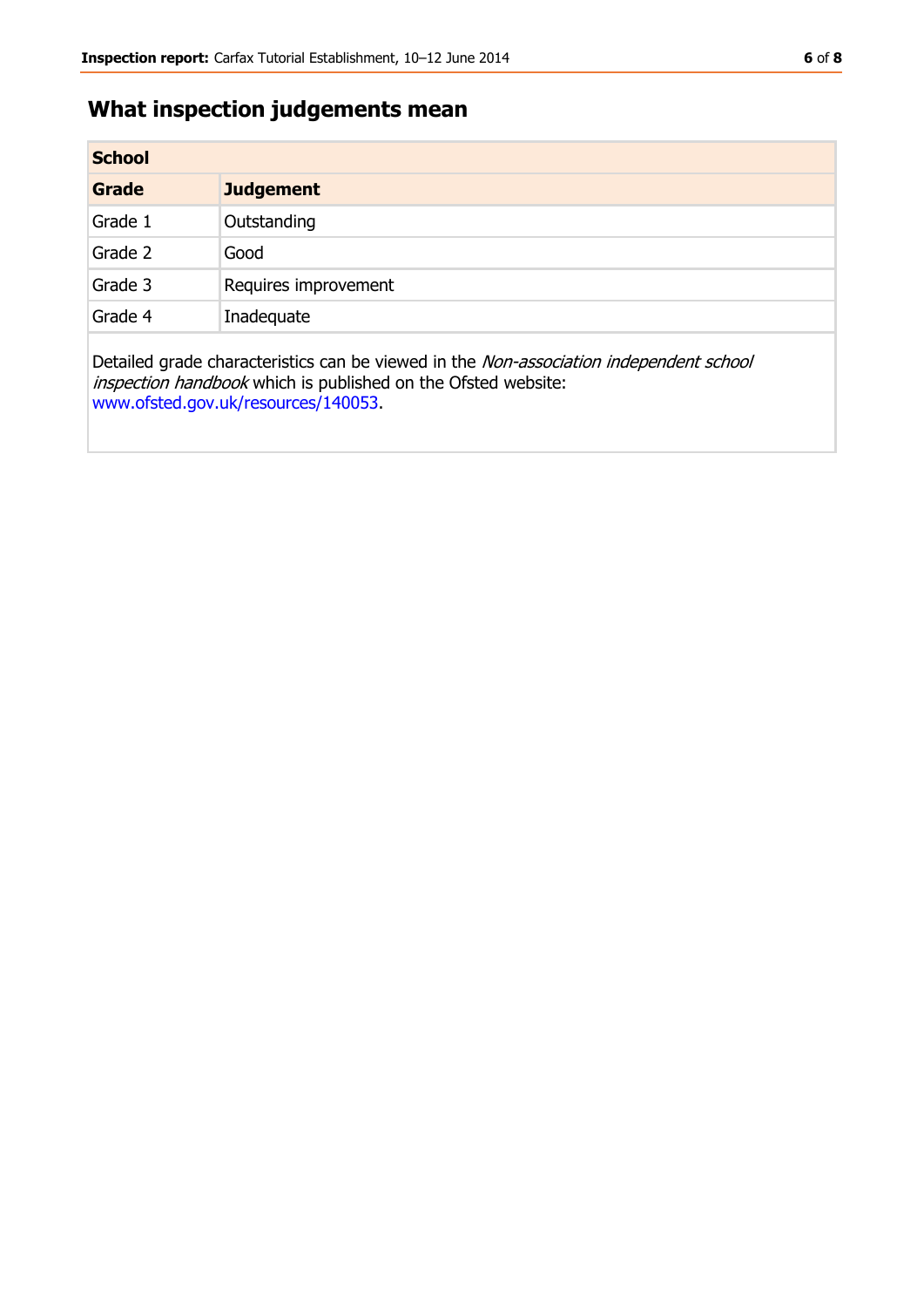## What inspection judgements mean

| School | |
|---|---|
| **Grade** | **Judgement** |
| Grade 1 | Outstanding |
| Grade 2 | Good |
| Grade 3 | Requires improvement |
| Grade 4 | Inadequate |

Detailed grade characteristics can be viewed in the *Non-association independent school inspection handbook* which is published on the Ofsted website: www.ofsted.gov.uk/resources/140053.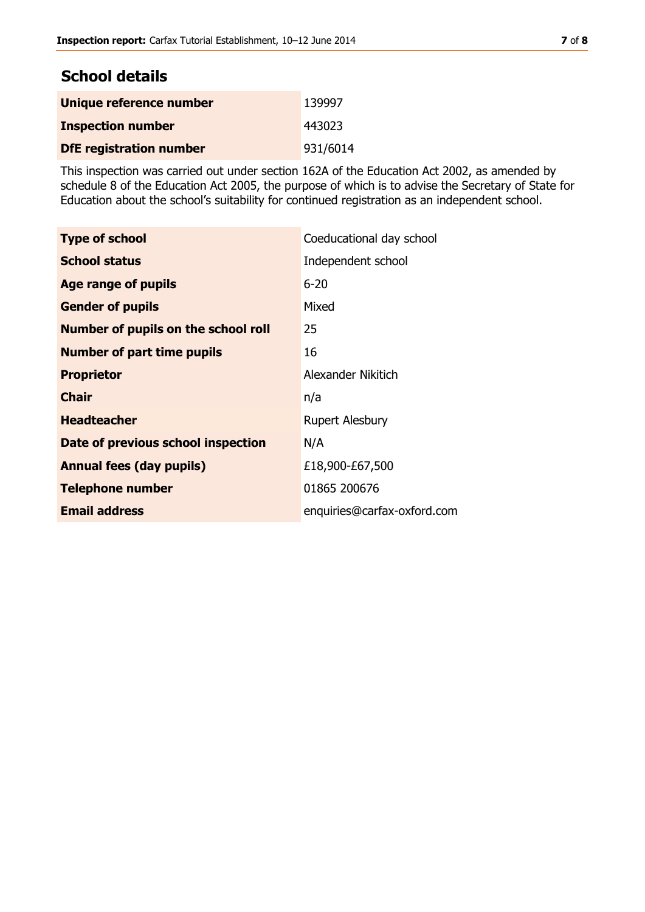## School details

| | |
|---|---|
| **Unique reference number** | 139997 |
| **Inspection number** | 443023 |
| **DfE registration number** | 931/6014 |

This inspection was carried out under section 162A of the Education Act 2002, as amended by schedule 8 of the Education Act 2005, the purpose of which is to advise the Secretary of State for Education about the school's suitability for continued registration as an independent school.

| | |
|---|---|
| **Type of school** | Coeducational day school |
| **School status** | Independent school |
| **Age range of pupils** | 6-20 |
| **Gender of pupils** | Mixed |
| **Number of pupils on the school roll** | 25 |
| **Number of part time pupils** | 16 |
| **Proprietor** | Alexander Nikitich |
| **Chair** | n/a |
| **Headteacher** | Rupert Alesbury |
| **Date of previous school inspection** | N/A |
| **Annual fees (day pupils)** | £18,900-£67,500 |
| **Telephone number** | 01865 200676 |
| **Email address** | enquiries@carfax-oxford.com |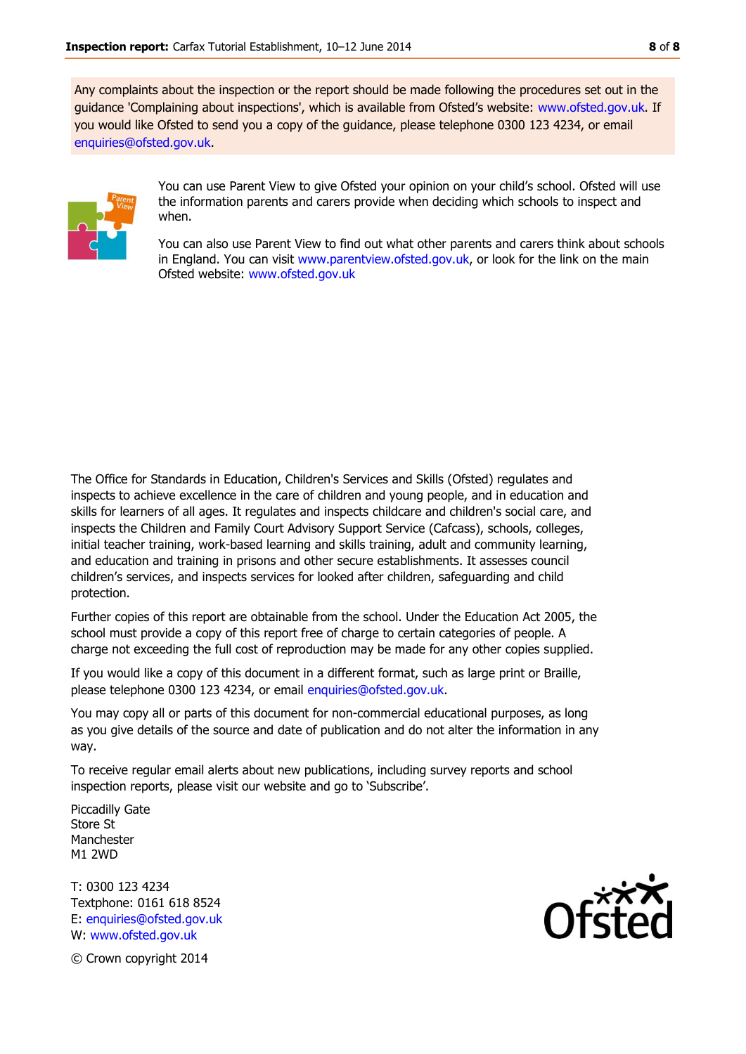Any complaints about the inspection or the report should be made following the procedures set out in the guidance 'Complaining about inspections', which is available from Ofsted's website: www.ofsted.gov.uk. If you would like Ofsted to send you a copy of the guidance, please telephone 0300 123 4234, or email enquiries@ofsted.gov.uk.

You can use Parent View to give Ofsted your opinion on your child's school. Ofsted will use the information parents and carers provide when deciding which schools to inspect and when.

You can also use Parent View to find out what other parents and carers think about schools in England. You can visit www.parentview.ofsted.gov.uk, or look for the link on the main Ofsted website: www.ofsted.gov.uk

The Office for Standards in Education, Children's Services and Skills (Ofsted) regulates and inspects to achieve excellence in the care of children and young people, and in education and skills for learners of all ages. It regulates and inspects childcare and children's social care, and inspects the Children and Family Court Advisory Support Service (Cafcass), schools, colleges, initial teacher training, work-based learning and skills training, adult and community learning, and education and training in prisons and other secure establishments. It assesses council children's services, and inspects services for looked after children, safeguarding and child protection.

Further copies of this report are obtainable from the school. Under the Education Act 2005, the school must provide a copy of this report free of charge to certain categories of people. A charge not exceeding the full cost of reproduction may be made for any other copies supplied.

If you would like a copy of this document in a different format, such as large print or Braille, please telephone 0300 123 4234, or email enquiries@ofsted.gov.uk.

You may copy all or parts of this document for non-commercial educational purposes, as long as you give details of the source and date of publication and do not alter the information in any way.

To receive regular email alerts about new publications, including survey reports and school inspection reports, please visit our website and go to 'Subscribe'.

Piccadilly Gate
Store St
Manchester
M1 2WD

T: 0300 123 4234
Textphone: 0161 618 8524
E: enquiries@ofsted.gov.uk
W: www.ofsted.gov.uk

© Crown copyright 2014